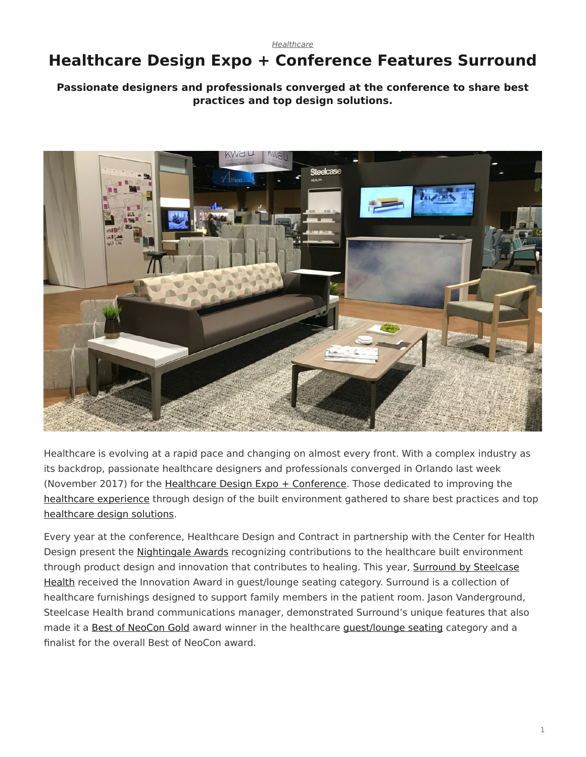*Healthcare*

# Healthcare Design Expo + Conference Features Surround

**Passionate designers and professionals converged at the conference to share best practices and top design solutions.**

Healthcare is evolving at a rapid pace and changing on almost every front. With a complex industry as its backdrop, passionate healthcare designers and professionals converged in Orlando last week (November 2017) for the Healthcare Design Expo + Conference. Those dedicated to improving the healthcare experience through design of the built environment gathered to share best practices and top healthcare design solutions.

Every year at the conference, Healthcare Design and Contract in partnership with the Center for Health Design present the Nightingale Awards recognizing contributions to the healthcare built environment through product design and innovation that contributes to healing. This year, Surround by Steelcase Health received the Innovation Award in guest/lounge seating category. Surround is a collection of healthcare furnishings designed to support family members in the patient room. Jason Vanderground, Steelcase Health brand communications manager, demonstrated Surround's unique features that also made it a Best of NeoCon Gold award winner in the healthcare guest/lounge seating category and a finalist for the overall Best of NeoCon award.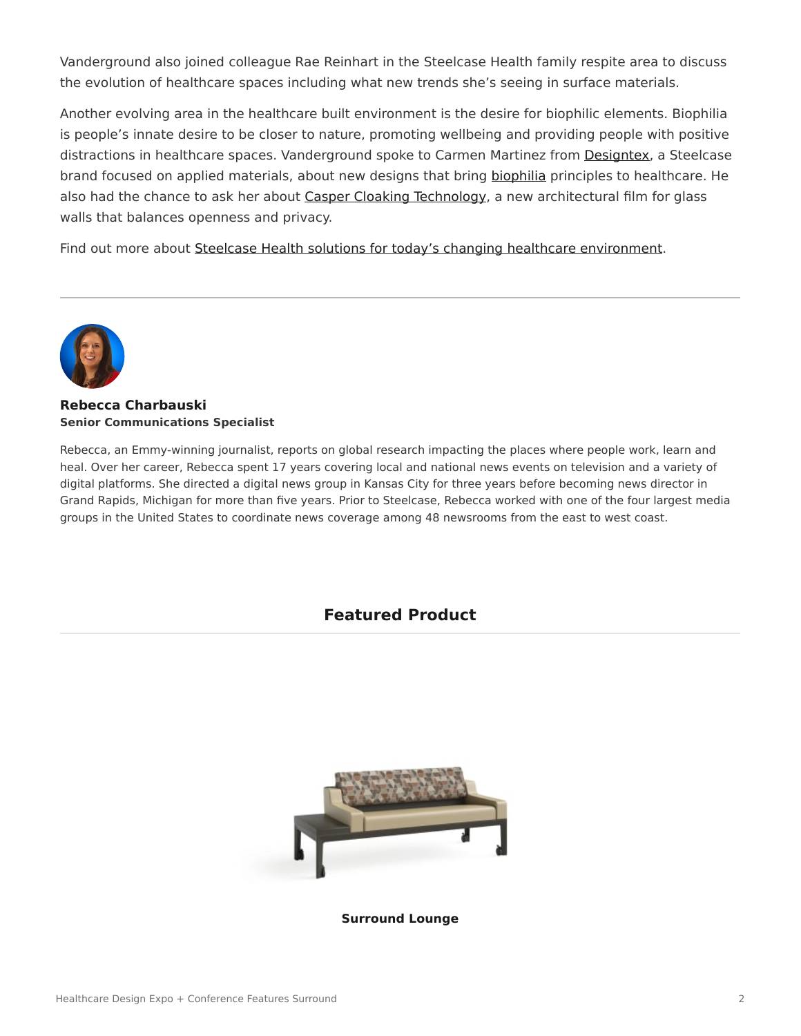Vanderground also joined colleague Rae Reinhart in the Steelcase Health family respite area to discuss the evolution of healthcare spaces including what new trends she's seeing in surface materials.

Another evolving area in the healthcare built environment is the desire for biophilic elements. Biophilia is people's innate desire to be closer to nature, promoting wellbeing and providing people with positive distractions in healthcare spaces. Vanderground spoke to Carmen Martinez from Designtex, a Steelcase brand focused on applied materials, about new designs that bring biophilia principles to healthcare. He also had the chance to ask her about Casper Cloaking Technology, a new architectural film for glass walls that balances openness and privacy.

Find out more about Steelcase Health solutions for today's changing healthcare environment.

---

**Rebecca Charbauski**
**Senior Communications Specialist**

Rebecca, an Emmy-winning journalist, reports on global research impacting the places where people work, learn and heal. Over her career, Rebecca spent 17 years covering local and national news events on television and a variety of digital platforms. She directed a digital news group in Kansas City for three years before becoming news director in Grand Rapids, Michigan for more than five years. Prior to Steelcase, Rebecca worked with one of the four largest media groups in the United States to coordinate news coverage among 48 newsrooms from the east to west coast.

## Featured Product

**Surround Lounge**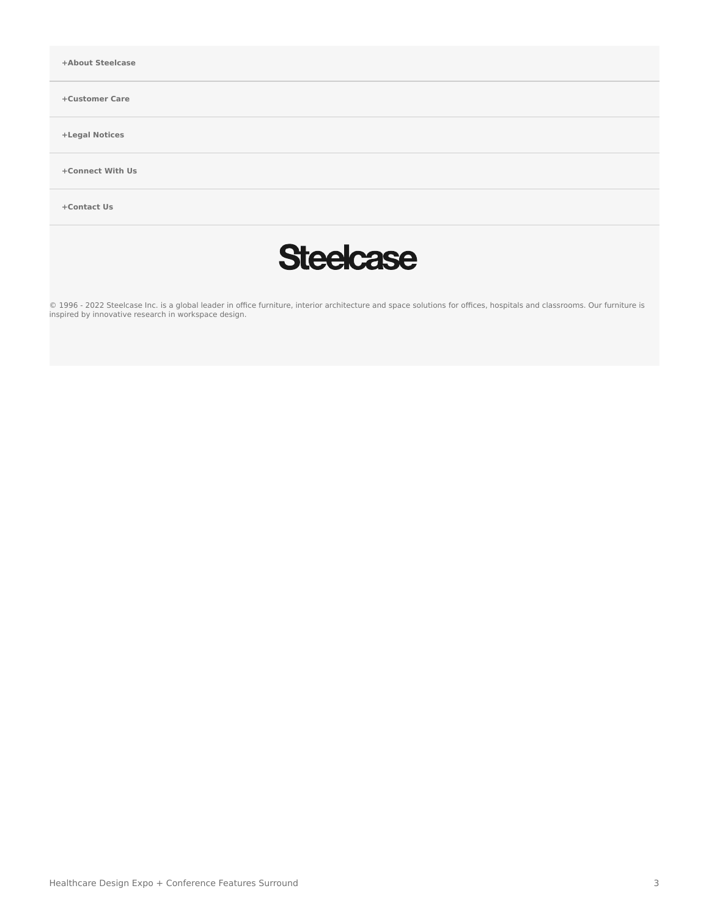**+About Steelcase**

**+Customer Care**

**+Legal Notices**

**+Connect With Us**

**+Contact Us**

Steelcase

© 1996 - 2022 Steelcase Inc. is a global leader in office furniture, interior architecture and space solutions for offices, hospitals and classrooms. Our furniture is inspired by innovative research in workspace design.